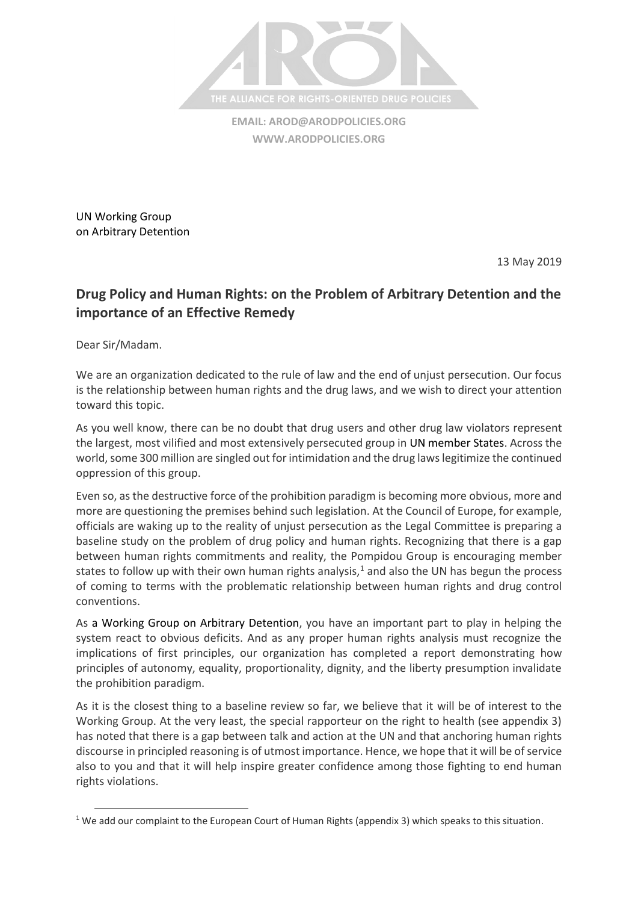THE ALLIANCE FOR RIGHTS-ORIENTED DRUG POLICIES

**EMAIL: AROD@ARODPOLICIES.ORG**
**WWW.ARODPOLICIES.ORG**

UN Working Group
on Arbitrary Detention

13 May 2019

## Drug Policy and Human Rights: on the Problem of Arbitrary Detention and the importance of an Effective Remedy

Dear Sir/Madam.

We are an organization dedicated to the rule of law and the end of unjust persecution. Our focus is the relationship between human rights and the drug laws, and we wish to direct your attention toward this topic.

As you well know, there can be no doubt that drug users and other drug law violators represent the largest, most vilified and most extensively persecuted group in UN member States. Across the world, some 300 million are singled out for intimidation and the drug laws legitimize the continued oppression of this group.

Even so, as the destructive force of the prohibition paradigm is becoming more obvious, more and more are questioning the premises behind such legislation. At the Council of Europe, for example, officials are waking up to the reality of unjust persecution as the Legal Committee is preparing a baseline study on the problem of drug policy and human rights. Recognizing that there is a gap between human rights commitments and reality, the Pompidou Group is encouraging member states to follow up with their own human rights analysis,[1] and also the UN has begun the process of coming to terms with the problematic relationship between human rights and drug control conventions.

As a Working Group on Arbitrary Detention, you have an important part to play in helping the system react to obvious deficits. And as any proper human rights analysis must recognize the implications of first principles, our organization has completed a report demonstrating how principles of autonomy, equality, proportionality, dignity, and the liberty presumption invalidate the prohibition paradigm.

As it is the closest thing to a baseline review so far, we believe that it will be of interest to the Working Group. At the very least, the special rapporteur on the right to health (see appendix 3) has noted that there is a gap between talk and action at the UN and that anchoring human rights discourse in principled reasoning is of utmost importance. Hence, we hope that it will be of service also to you and that it will help inspire greater confidence among those fighting to end human rights violations.

[1] We add our complaint to the European Court of Human Rights (appendix 3) which speaks to this situation.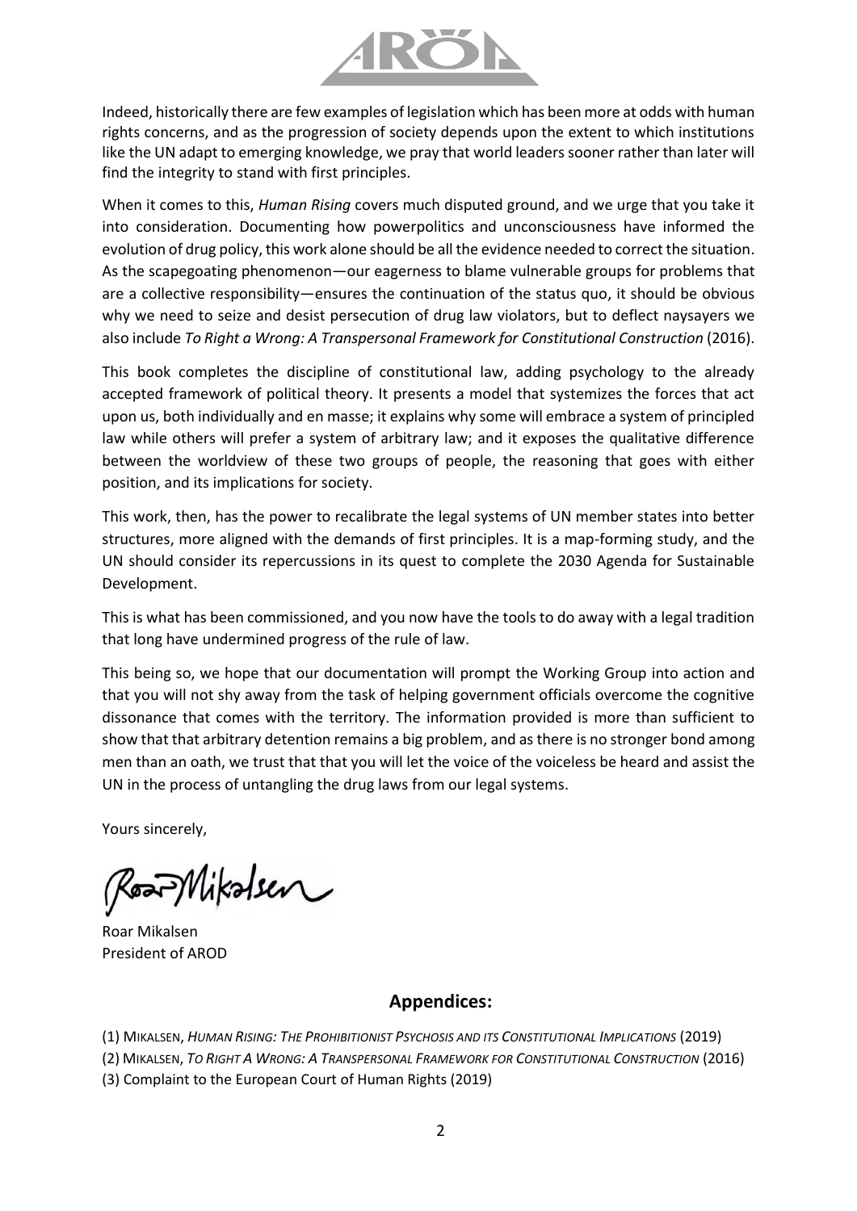Indeed, historically there are few examples of legislation which has been more at odds with human rights concerns, and as the progression of society depends upon the extent to which institutions like the UN adapt to emerging knowledge, we pray that world leaders sooner rather than later will find the integrity to stand with first principles.

When it comes to this, *Human Rising* covers much disputed ground, and we urge that you take it into consideration. Documenting how powerpolitics and unconsciousness have informed the evolution of drug policy, this work alone should be all the evidence needed to correct the situation. As the scapegoating phenomenon—our eagerness to blame vulnerable groups for problems that are a collective responsibility—ensures the continuation of the status quo, it should be obvious why we need to seize and desist persecution of drug law violators, but to deflect naysayers we also include *To Right a Wrong: A Transpersonal Framework for Constitutional Construction* (2016).

This book completes the discipline of constitutional law, adding psychology to the already accepted framework of political theory. It presents a model that systemizes the forces that act upon us, both individually and en masse; it explains why some will embrace a system of principled law while others will prefer a system of arbitrary law; and it exposes the qualitative difference between the worldview of these two groups of people, the reasoning that goes with either position, and its implications for society.

This work, then, has the power to recalibrate the legal systems of UN member states into better structures, more aligned with the demands of first principles. It is a map-forming study, and the UN should consider its repercussions in its quest to complete the 2030 Agenda for Sustainable Development.

This is what has been commissioned, and you now have the tools to do away with a legal tradition that long have undermined progress of the rule of law.

This being so, we hope that our documentation will prompt the Working Group into action and that you will not shy away from the task of helping government officials overcome the cognitive dissonance that comes with the territory. The information provided is more than sufficient to show that that arbitrary detention remains a big problem, and as there is no stronger bond among men than an oath, we trust that that you will let the voice of the voiceless be heard and assist the UN in the process of untangling the drug laws from our legal systems.

Yours sincerely,

Roar Mikalsen
President of AROD

## Appendices:

(1) MIKALSEN, *HUMAN RISING: THE PROHIBITIONIST PSYCHOSIS AND ITS CONSTITUTIONAL IMPLICATIONS* (2019)
(2) MIKALSEN, *TO RIGHT A WRONG: A TRANSPERSONAL FRAMEWORK FOR CONSTITUTIONAL CONSTRUCTION* (2016)
(3) Complaint to the European Court of Human Rights (2019)